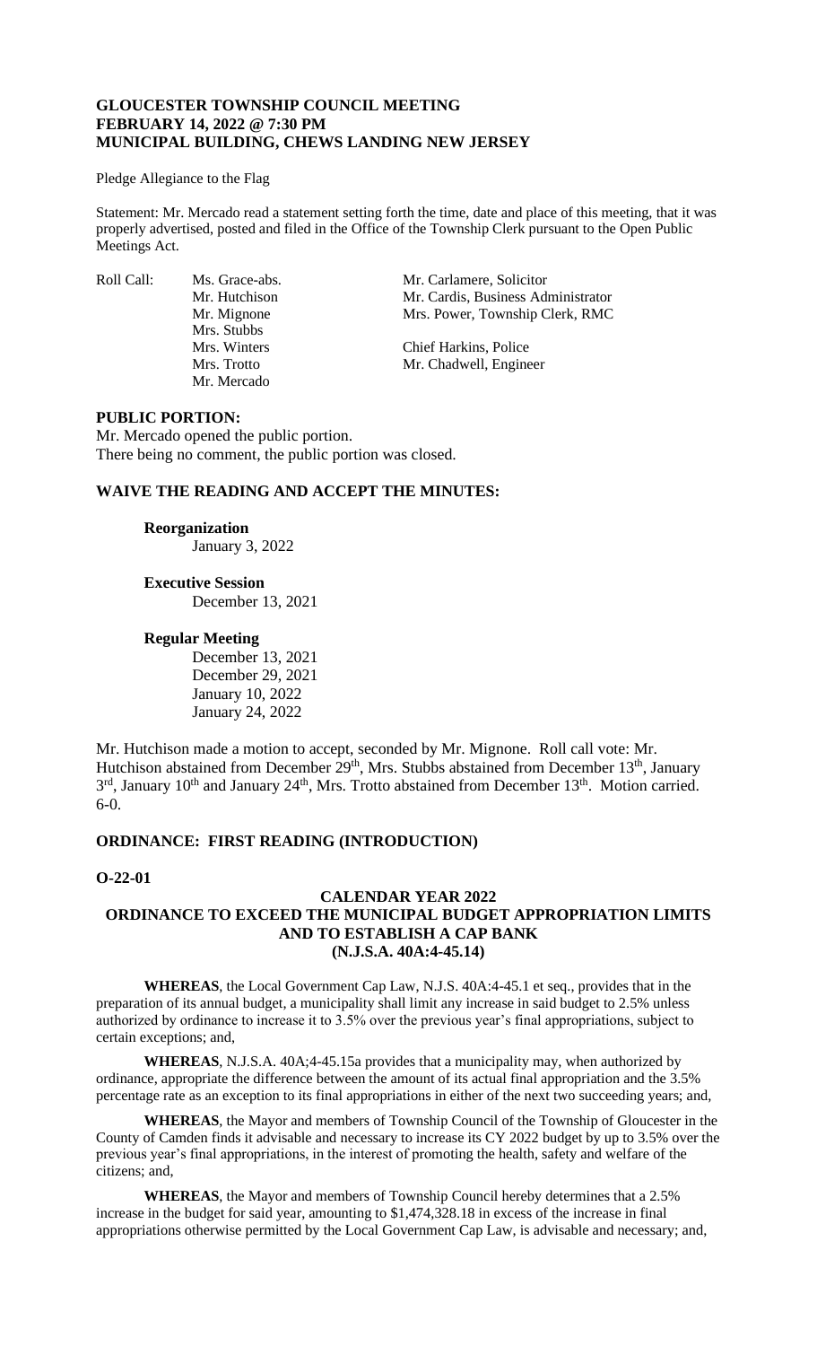**GLOUCESTER TOWNSHIP COUNCIL MEETING**
**FEBRUARY 14, 2022 @ 7:30 PM**
**MUNICIPAL BUILDING, CHEWS LANDING NEW JERSEY**

Pledge Allegiance to the Flag

Statement: Mr. Mercado read a statement setting forth the time, date and place of this meeting, that it was properly advertised, posted and filed in the Office of the Township Clerk pursuant to the Open Public Meetings Act.

| Roll Call: | Ms. Grace-abs. | Mr. Carlamere, Solicitor |
|---|---|---|
| | Mr. Hutchison | Mr. Cardis, Business Administrator |
| | Mr. Mignone | Mrs. Power, Township Clerk, RMC |
| | Mrs. Stubbs | |
| | Mrs. Winters | Chief Harkins, Police |
| | Mrs. Trotto | Mr. Chadwell, Engineer |
| | Mr. Mercado | |

**PUBLIC PORTION:**

Mr. Mercado opened the public portion.
There being no comment, the public portion was closed.

**WAIVE THE READING AND ACCEPT THE MINUTES:**

**Reorganization**
January 3, 2022

**Executive Session**
December 13, 2021

**Regular Meeting**
December 13, 2021
December 29, 2021
January 10, 2022
January 24, 2022

Mr. Hutchison made a motion to accept, seconded by Mr. Mignone. Roll call vote: Mr. Hutchison abstained from December 29th, Mrs. Stubbs abstained from December 13th, January 3rd, January 10th and January 24th, Mrs. Trotto abstained from December 13th. Motion carried. 6-0.

**ORDINANCE: FIRST READING (INTRODUCTION)**

**O-22-01**

**CALENDAR YEAR 2022**
**ORDINANCE TO EXCEED THE MUNICIPAL BUDGET APPROPRIATION LIMITS AND TO ESTABLISH A CAP BANK**
**(N.J.S.A. 40A:4-45.14)**

**WHEREAS**, the Local Government Cap Law, N.J.S. 40A:4-45.1 et seq., provides that in the preparation of its annual budget, a municipality shall limit any increase in said budget to 2.5% unless authorized by ordinance to increase it to 3.5% over the previous year's final appropriations, subject to certain exceptions; and,

**WHEREAS**, N.J.S.A. 40A;4-45.15a provides that a municipality may, when authorized by ordinance, appropriate the difference between the amount of its actual final appropriation and the 3.5% percentage rate as an exception to its final appropriations in either of the next two succeeding years; and,

**WHEREAS**, the Mayor and members of Township Council of the Township of Gloucester in the County of Camden finds it advisable and necessary to increase its CY 2022 budget by up to 3.5% over the previous year's final appropriations, in the interest of promoting the health, safety and welfare of the citizens; and,

**WHEREAS**, the Mayor and members of Township Council hereby determines that a 2.5% increase in the budget for said year, amounting to $1,474,328.18 in excess of the increase in final appropriations otherwise permitted by the Local Government Cap Law, is advisable and necessary; and,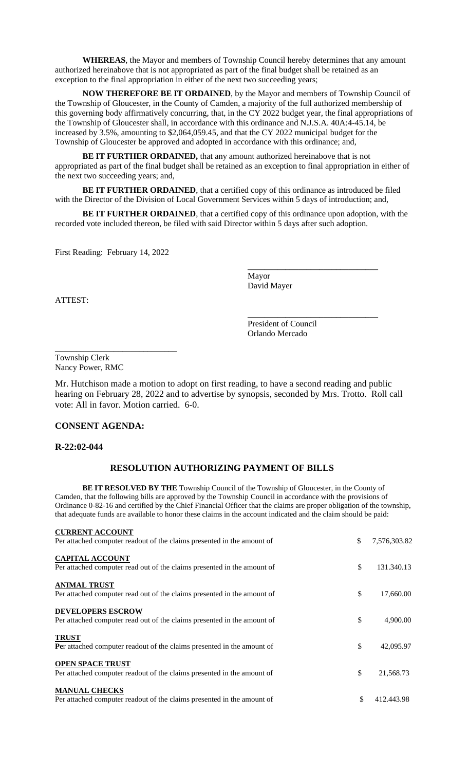**WHEREAS**, the Mayor and members of Township Council hereby determines that any amount authorized hereinabove that is not appropriated as part of the final budget shall be retained as an exception to the final appropriation in either of the next two succeeding years;

**NOW THEREFORE BE IT ORDAINED**, by the Mayor and members of Township Council of the Township of Gloucester, in the County of Camden, a majority of the full authorized membership of this governing body affirmatively concurring, that, in the CY 2022 budget year, the final appropriations of the Township of Gloucester shall, in accordance with this ordinance and N.J.S.A. 40A:4-45.14, be increased by 3.5%, amounting to $2,064,059.45, and that the CY 2022 municipal budget for the Township of Gloucester be approved and adopted in accordance with this ordinance; and,

**BE IT FURTHER ORDAINED,** that any amount authorized hereinabove that is not appropriated as part of the final budget shall be retained as an exception to final appropriation in either of the next two succeeding years; and,

**BE IT FURTHER ORDAINED**, that a certified copy of this ordinance as introduced be filed with the Director of the Division of Local Government Services within 5 days of introduction; and,

**BE IT FURTHER ORDAINED**, that a certified copy of this ordinance upon adoption, with the recorded vote included thereon, be filed with said Director within 5 days after such adoption.

First Reading: February 14, 2022

\_\_\_\_\_\_\_\_\_\_\_\_\_\_\_\_\_\_\_\_\_\_\_\_\_\_\_\_\_\_
Mayor
David Mayer

ATTEST:

\_\_\_\_\_\_\_\_\_\_\_\_\_\_\_\_\_\_\_\_\_\_\_\_\_\_\_\_\_\_
President of Council
Orlando Mercado

\_\_\_\_\_\_\_\_\_\_\_\_\_\_\_\_\_\_\_\_\_\_\_\_\_\_\_\_\_\_
Township Clerk
Nancy Power, RMC

Mr. Hutchison made a motion to adopt on first reading, to have a second reading and public hearing on February 28, 2022 and to advertise by synopsis, seconded by Mrs. Trotto. Roll call vote: All in favor. Motion carried. 6-0.

## CONSENT AGENDA:

### R-22:02-044

### RESOLUTION AUTHORIZING PAYMENT OF BILLS

**BE IT RESOLVED BY THE** Township Council of the Township of Gloucester, in the County of Camden, that the following bills are approved by the Township Council in accordance with the provisions of Ordinance 0-82-16 and certified by the Chief Financial Officer that the claims are proper obligation of the township, that adequate funds are available to honor these claims in the account indicated and the claim should be paid:

**CURRENT ACCOUNT**
Per attached computer readout of the claims presented in the amount of $ 7,576,303.82

**CAPITAL ACCOUNT**
Per attached computer read out of the claims presented in the amount of $ 131.340.13

**ANIMAL TRUST**
Per attached computer read out of the claims presented in the amount of $ 17,660.00

**DEVELOPERS ESCROW**
Per attached computer read out of the claims presented in the amount of $ 4,900.00

**TRUST**
**Pe**r attached computer readout of the claims presented in the amount of $ 42,095.97

**OPEN SPACE TRUST**
Per attached computer readout of the claims presented in the amount of $ 21,568.73

**MANUAL CHECKS**
Per attached computer readout of the claims presented in the amount of $ 412.443.98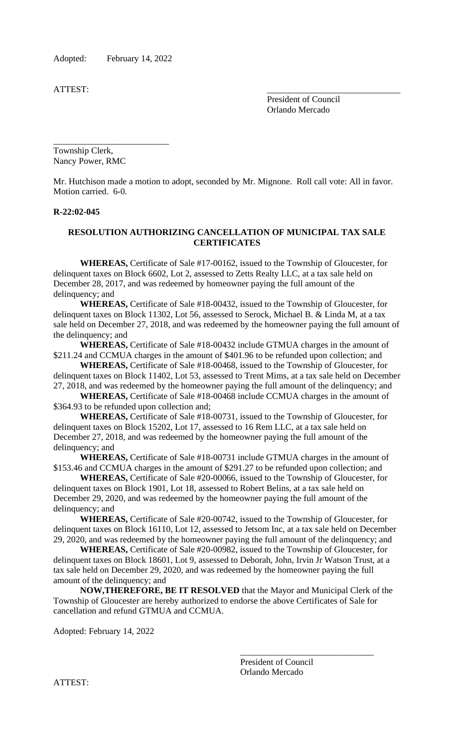Adopted: February 14, 2022

ATTEST:

\_\_\_\_\_\_\_\_\_\_\_\_\_\_\_\_\_\_\_\_\_\_\_\_\_\_\_\_\_\_
President of Council
Orlando Mercado

\_\_\_\_\_\_\_\_\_\_\_\_\_\_\_\_\_\_\_\_\_\_\_\_\_\_
Township Clerk,
Nancy Power, RMC

Mr. Hutchison made a motion to adopt, seconded by Mr. Mignone. Roll call vote: All in favor. Motion carried. 6-0.

**R-22:02-045**

**RESOLUTION AUTHORIZING CANCELLATION OF MUNICIPAL TAX SALE CERTIFICATES**

**WHEREAS,** Certificate of Sale #17-00162, issued to the Township of Gloucester, for delinquent taxes on Block 6602, Lot 2, assessed to Zetts Realty LLC, at a tax sale held on December 28, 2017, and was redeemed by homeowner paying the full amount of the delinquency; and

**WHEREAS,** Certificate of Sale #18-00432, issued to the Township of Gloucester, for delinquent taxes on Block 11302, Lot 56, assessed to Serock, Michael B. & Linda M, at a tax sale held on December 27, 2018, and was redeemed by the homeowner paying the full amount of the delinquency; and

**WHEREAS,** Certificate of Sale #18-00432 include GTMUA charges in the amount of $211.24 and CCMUA charges in the amount of $401.96 to be refunded upon collection; and

**WHEREAS,** Certificate of Sale #18-00468, issued to the Township of Gloucester, for delinquent taxes on Block 11402, Lot 53, assessed to Trent Mims, at a tax sale held on December 27, 2018, and was redeemed by the homeowner paying the full amount of the delinquency; and

**WHEREAS,** Certificate of Sale #18-00468 include CCMUA charges in the amount of $364.93 to be refunded upon collection and;

**WHEREAS,** Certificate of Sale #18-00731, issued to the Township of Gloucester, for delinquent taxes on Block 15202, Lot 17, assessed to 16 Rem LLC, at a tax sale held on December 27, 2018, and was redeemed by the homeowner paying the full amount of the delinquency; and

**WHEREAS,** Certificate of Sale #18-00731 include GTMUA charges in the amount of $153.46 and CCMUA charges in the amount of $291.27 to be refunded upon collection; and

**WHEREAS,** Certificate of Sale #20-00066, issued to the Township of Gloucester, for delinquent taxes on Block 1901, Lot 18, assessed to Robert Belins, at a tax sale held on December 29, 2020, and was redeemed by the homeowner paying the full amount of the delinquency; and

**WHEREAS,** Certificate of Sale #20-00742, issued to the Township of Gloucester, for delinquent taxes on Block 16110, Lot 12, assessed to Jetsom Inc, at a tax sale held on December 29, 2020, and was redeemed by the homeowner paying the full amount of the delinquency; and

**WHEREAS,** Certificate of Sale #20-00982, issued to the Township of Gloucester, for delinquent taxes on Block 18601, Lot 9, assessed to Deborah, John, Irvin Jr Watson Trust, at a tax sale held on December 29, 2020, and was redeemed by the homeowner paying the full amount of the delinquency; and

**NOW,THEREFORE, BE IT RESOLVED** that the Mayor and Municipal Clerk of the Township of Gloucester are hereby authorized to endorse the above Certificates of Sale for cancellation and refund GTMUA and CCMUA.

Adopted: February 14, 2022

\_\_\_\_\_\_\_\_\_\_\_\_\_\_\_\_\_\_\_\_\_\_\_\_\_\_\_\_\_\_
President of Council
Orlando Mercado

ATTEST: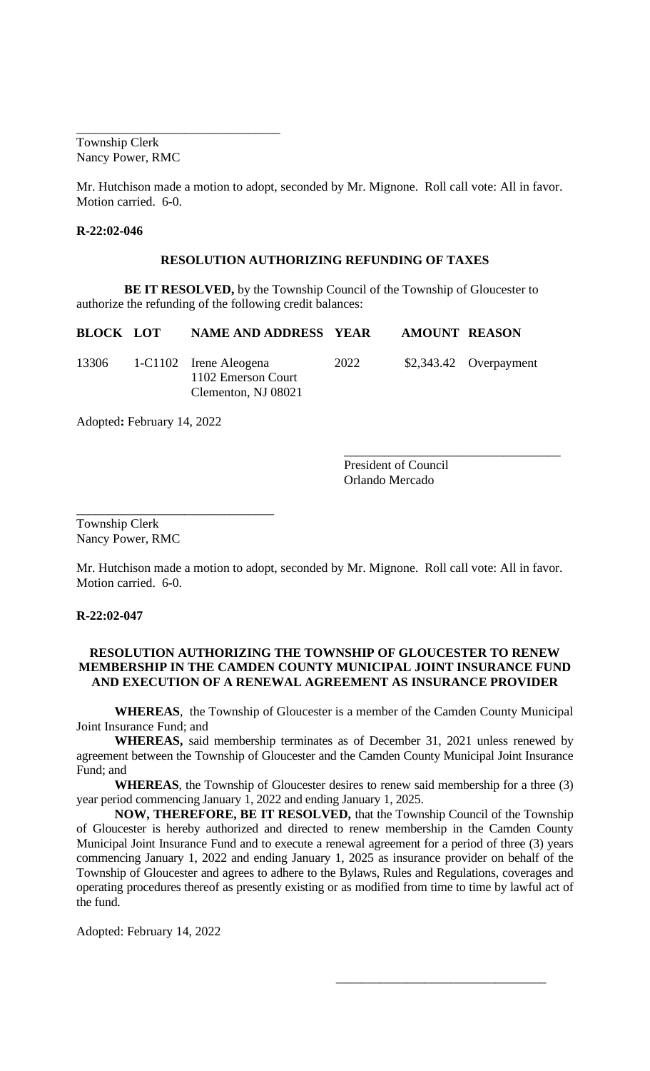\_\_\_\_\_\_\_\_\_\_\_\_\_\_\_\_\_\_\_\_\_\_\_\_\_\_\_\_\_\_\_\_
Township Clerk
Nancy Power, RMC

Mr. Hutchison made a motion to adopt, seconded by Mr. Mignone. Roll call vote: All in favor. Motion carried. 6-0.

**R-22:02-046**

**RESOLUTION AUTHORIZING REFUNDING OF TAXES**

**BE IT RESOLVED,** by the Township Council of the Township of Gloucester to authorize the refunding of the following credit balances:

| BLOCK | LOT | NAME AND ADDRESS | YEAR | AMOUNT | REASON |
|---|---|---|---|---|---|
| 13306 | 1-C1102 | Irene Aleogena<br>1102 Emerson Court<br>Clementon, NJ 08021 | 2022 | $2,343.42 | Overpayment |

Adopted**:** February 14, 2022

\_\_\_\_\_\_\_\_\_\_\_\_\_\_\_\_\_\_\_\_\_\_\_\_\_\_\_\_\_\_\_\_
President of Council
Orlando Mercado

\_\_\_\_\_\_\_\_\_\_\_\_\_\_\_\_\_\_\_\_\_\_\_\_\_\_\_\_\_\_\_\_
Township Clerk
Nancy Power, RMC

Mr. Hutchison made a motion to adopt, seconded by Mr. Mignone. Roll call vote: All in favor. Motion carried. 6-0.

**R-22:02-047**

**RESOLUTION AUTHORIZING THE TOWNSHIP OF GLOUCESTER TO RENEW MEMBERSHIP IN THE CAMDEN COUNTY MUNICIPAL JOINT INSURANCE FUND AND EXECUTION OF A RENEWAL AGREEMENT AS INSURANCE PROVIDER**

**WHEREAS**, the Township of Gloucester is a member of the Camden County Municipal Joint Insurance Fund; and

**WHEREAS,** said membership terminates as of December 31, 2021 unless renewed by agreement between the Township of Gloucester and the Camden County Municipal Joint Insurance Fund; and

**WHEREAS**, the Township of Gloucester desires to renew said membership for a three (3) year period commencing January 1, 2022 and ending January 1, 2025.

**NOW, THEREFORE, BE IT RESOLVED,** that the Township Council of the Township of Gloucester is hereby authorized and directed to renew membership in the Camden County Municipal Joint Insurance Fund and to execute a renewal agreement for a period of three (3) years commencing January 1, 2022 and ending January 1, 2025 as insurance provider on behalf of the Township of Gloucester and agrees to adhere to the Bylaws, Rules and Regulations, coverages and operating procedures thereof as presently existing or as modified from time to time by lawful act of the fund.

Adopted: February 14, 2022

\_\_\_\_\_\_\_\_\_\_\_\_\_\_\_\_\_\_\_\_\_\_\_\_\_\_\_\_\_\_\_\_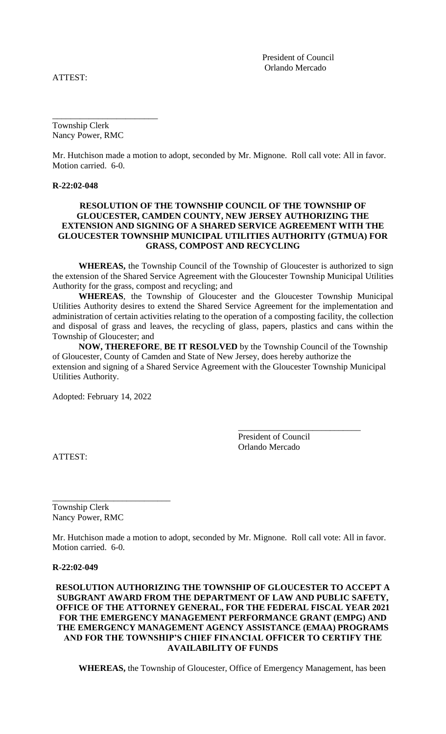President of Council
Orlando Mercado

ATTEST:

\_\_\_\_\_\_\_\_\_\_\_\_\_\_\_\_\_\_\_\_\_\_\_\_
Township Clerk
Nancy Power, RMC

Mr. Hutchison made a motion to adopt, seconded by Mr. Mignone. Roll call vote: All in favor. Motion carried. 6-0.

**R-22:02-048**

**RESOLUTION OF THE TOWNSHIP COUNCIL OF THE TOWNSHIP OF GLOUCESTER, CAMDEN COUNTY, NEW JERSEY AUTHORIZING THE EXTENSION AND SIGNING OF A SHARED SERVICE AGREEMENT WITH THE GLOUCESTER TOWNSHIP MUNICIPAL UTILITIES AUTHORITY (GTMUA) FOR GRASS, COMPOST AND RECYCLING**

**WHEREAS,** the Township Council of the Township of Gloucester is authorized to sign the extension of the Shared Service Agreement with the Gloucester Township Municipal Utilities Authority for the grass, compost and recycling; and

**WHEREAS**, the Township of Gloucester and the Gloucester Township Municipal Utilities Authority desires to extend the Shared Service Agreement for the implementation and administration of certain activities relating to the operation of a composting facility, the collection and disposal of grass and leaves, the recycling of glass, papers, plastics and cans within the Township of Gloucester; and

**NOW, THEREFORE**, **BE IT RESOLVED** by the Township Council of the Township of Gloucester, County of Camden and State of New Jersey, does hereby authorize the extension and signing of a Shared Service Agreement with the Gloucester Township Municipal Utilities Authority.

Adopted: February 14, 2022

\_\_\_\_\_\_\_\_\_\_\_\_\_\_\_\_\_\_\_\_\_\_\_\_\_\_\_\_
President of Council
Orlando Mercado

ATTEST:

\_\_\_\_\_\_\_\_\_\_\_\_\_\_\_\_\_\_\_\_\_\_\_\_\_\_\_
Township Clerk
Nancy Power, RMC

Mr. Hutchison made a motion to adopt, seconded by Mr. Mignone. Roll call vote: All in favor. Motion carried. 6-0.

**R-22:02-049**

**RESOLUTION AUTHORIZING THE TOWNSHIP OF GLOUCESTER TO ACCEPT A SUBGRANT AWARD FROM THE DEPARTMENT OF LAW AND PUBLIC SAFETY, OFFICE OF THE ATTORNEY GENERAL, FOR THE FEDERAL FISCAL YEAR 2021 FOR THE EMERGENCY MANAGEMENT PERFORMANCE GRANT (EMPG) AND THE EMERGENCY MANAGEMENT AGENCY ASSISTANCE (EMAA) PROGRAMS AND FOR THE TOWNSHIP'S CHIEF FINANCIAL OFFICER TO CERTIFY THE AVAILABILITY OF FUNDS**

**WHEREAS,** the Township of Gloucester, Office of Emergency Management, has been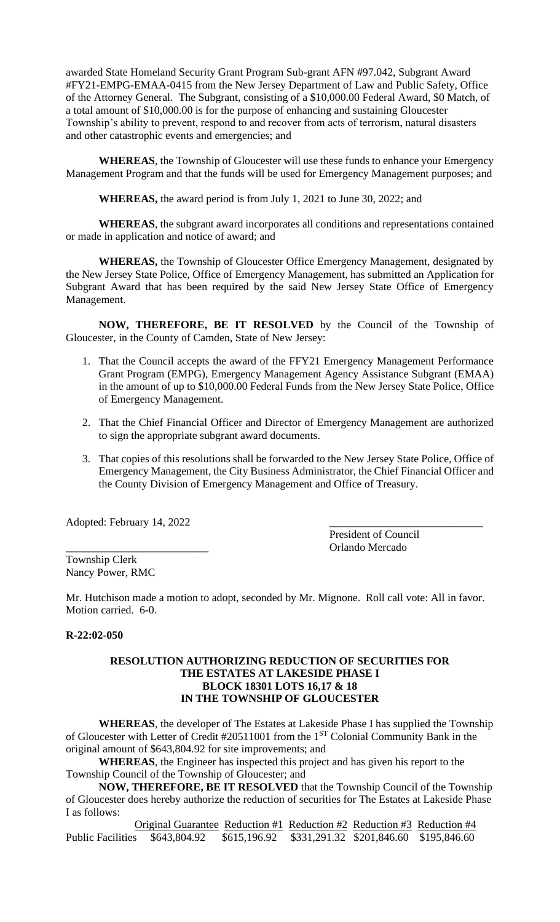awarded State Homeland Security Grant Program Sub-grant AFN #97.042, Subgrant Award #FY21-EMPG-EMAA-0415 from the New Jersey Department of Law and Public Safety, Office of the Attorney General. The Subgrant, consisting of a $10,000.00 Federal Award, $0 Match, of a total amount of $10,000.00 is for the purpose of enhancing and sustaining Gloucester Township's ability to prevent, respond to and recover from acts of terrorism, natural disasters and other catastrophic events and emergencies; and

**WHEREAS**, the Township of Gloucester will use these funds to enhance your Emergency Management Program and that the funds will be used for Emergency Management purposes; and

**WHEREAS,** the award period is from July 1, 2021 to June 30, 2022; and

**WHEREAS**, the subgrant award incorporates all conditions and representations contained or made in application and notice of award; and

**WHEREAS,** the Township of Gloucester Office Emergency Management, designated by the New Jersey State Police, Office of Emergency Management, has submitted an Application for Subgrant Award that has been required by the said New Jersey State Office of Emergency Management.

**NOW, THEREFORE, BE IT RESOLVED** by the Council of the Township of Gloucester, in the County of Camden, State of New Jersey:

1. That the Council accepts the award of the FFY21 Emergency Management Performance Grant Program (EMPG), Emergency Management Agency Assistance Subgrant (EMAA) in the amount of up to $10,000.00 Federal Funds from the New Jersey State Police, Office of Emergency Management.
2. That the Chief Financial Officer and Director of Emergency Management are authorized to sign the appropriate subgrant award documents.
3. That copies of this resolutions shall be forwarded to the New Jersey State Police, Office of Emergency Management, the City Business Administrator, the Chief Financial Officer and the County Division of Emergency Management and Office of Treasury.

Adopted: February 14, 2022

\_\_\_\_\_\_\_\_\_\_\_\_\_\_\_\_\_\_\_\_\_\_\_\_\_\_\_\_
President of Council
Orlando Mercado

\_\_\_\_\_\_\_\_\_\_\_\_\_\_\_\_\_\_\_\_\_\_\_\_\_\_
Township Clerk
Nancy Power, RMC

Mr. Hutchison made a motion to adopt, seconded by Mr. Mignone. Roll call vote: All in favor. Motion carried. 6-0.

**R-22:02-050**

**RESOLUTION AUTHORIZING REDUCTION OF SECURITIES FOR THE ESTATES AT LAKESIDE PHASE I BLOCK 18301 LOTS 16,17 & 18 IN THE TOWNSHIP OF GLOUCESTER**

**WHEREAS**, the developer of The Estates at Lakeside Phase I has supplied the Township of Gloucester with Letter of Credit #20511001 from the 1ST Colonial Community Bank in the original amount of $643,804.92 for site improvements; and

**WHEREAS**, the Engineer has inspected this project and has given his report to the Township Council of the Township of Gloucester; and

**NOW, THEREFORE, BE IT RESOLVED** that the Township Council of the Township of Gloucester does hereby authorize the reduction of securities for The Estates at Lakeside Phase I as follows:

| | Original Guarantee | Reduction #1 | Reduction #2 | Reduction #3 | Reduction #4 |
|---|---|---|---|---|---|
| Public Facilities | $643,804.92 | $615,196.92 | $331,291.32 | $201,846.60 | $195,846.60 |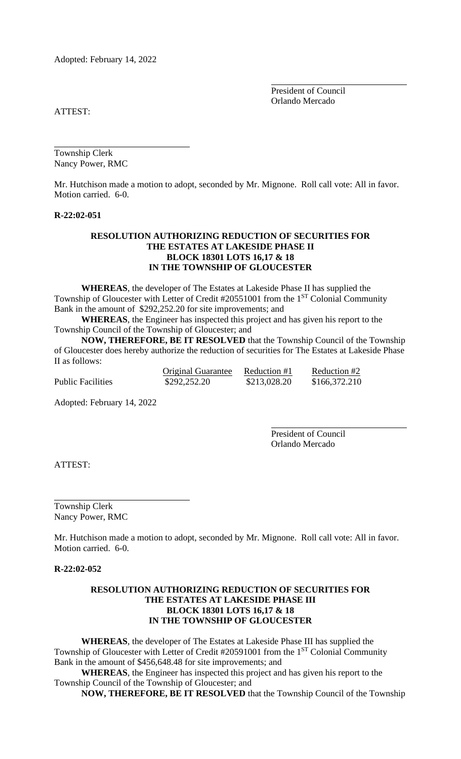Adopted: February 14, 2022

President of Council
Orlando Mercado

ATTEST:

Township Clerk
Nancy Power, RMC

Mr. Hutchison made a motion to adopt, seconded by Mr. Mignone. Roll call vote: All in favor. Motion carried. 6-0.

**R-22:02-051**

**RESOLUTION AUTHORIZING REDUCTION OF SECURITIES FOR THE ESTATES AT LAKESIDE PHASE II BLOCK 18301 LOTS 16,17 & 18 IN THE TOWNSHIP OF GLOUCESTER**

**WHEREAS**, the developer of The Estates at Lakeside Phase II has supplied the Township of Gloucester with Letter of Credit #20551001 from the 1ST Colonial Community Bank in the amount of $292,252.20 for site improvements; and

**WHEREAS**, the Engineer has inspected this project and has given his report to the Township Council of the Township of Gloucester; and

**NOW, THEREFORE, BE IT RESOLVED** that the Township Council of the Township of Gloucester does hereby authorize the reduction of securities for The Estates at Lakeside Phase II as follows:

| | Original Guarantee | Reduction #1 | Reduction #2 |
|---|---|---|---|
| Public Facilities | $292,252.20 | $213,028.20 | $166,372.210 |

Adopted: February 14, 2022

President of Council
Orlando Mercado

ATTEST:

Township Clerk
Nancy Power, RMC

Mr. Hutchison made a motion to adopt, seconded by Mr. Mignone. Roll call vote: All in favor. Motion carried. 6-0.

**R-22:02-052**

**RESOLUTION AUTHORIZING REDUCTION OF SECURITIES FOR THE ESTATES AT LAKESIDE PHASE III BLOCK 18301 LOTS 16,17 & 18 IN THE TOWNSHIP OF GLOUCESTER**

**WHEREAS**, the developer of The Estates at Lakeside Phase III has supplied the Township of Gloucester with Letter of Credit #20591001 from the 1ST Colonial Community Bank in the amount of $456,648.48 for site improvements; and

**WHEREAS**, the Engineer has inspected this project and has given his report to the Township Council of the Township of Gloucester; and

**NOW, THEREFORE, BE IT RESOLVED** that the Township Council of the Township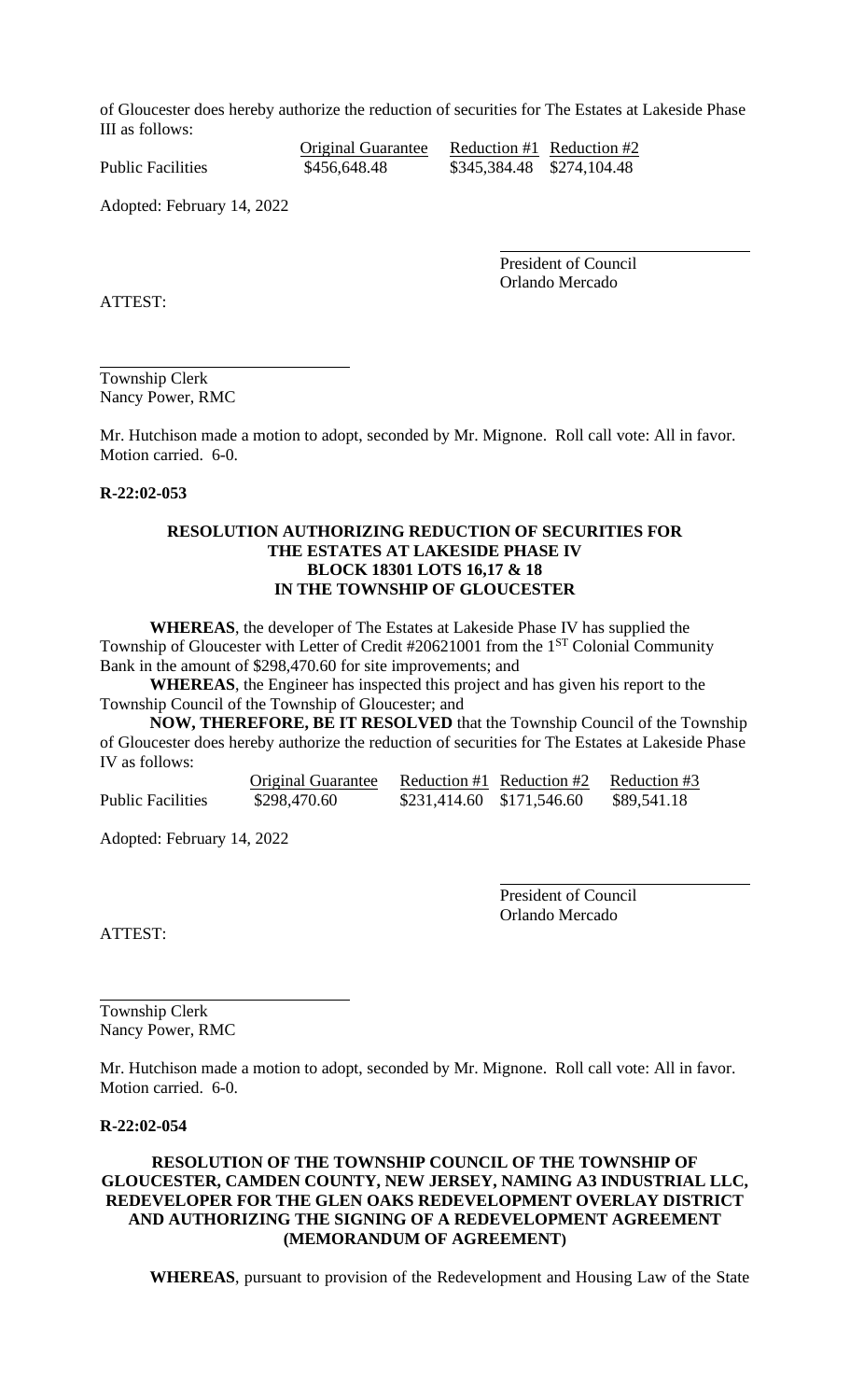of Gloucester does hereby authorize the reduction of securities for The Estates at Lakeside Phase III as follows:

| | Original Guarantee | Reduction #1 | Reduction #2 |
|---|---|---|---|
| Public Facilities | $456,648.48 | $345,384.48 | $274,104.48 |

Adopted: February 14, 2022

President of Council
Orlando Mercado

ATTEST:

Township Clerk
Nancy Power, RMC

Mr. Hutchison made a motion to adopt, seconded by Mr. Mignone. Roll call vote: All in favor. Motion carried. 6-0.

**R-22:02-053**

**RESOLUTION AUTHORIZING REDUCTION OF SECURITIES FOR THE ESTATES AT LAKESIDE PHASE IV BLOCK 18301 LOTS 16,17 & 18 IN THE TOWNSHIP OF GLOUCESTER**

**WHEREAS**, the developer of The Estates at Lakeside Phase IV has supplied the Township of Gloucester with Letter of Credit #20621001 from the 1ST Colonial Community Bank in the amount of $298,470.60 for site improvements; and

**WHEREAS**, the Engineer has inspected this project and has given his report to the Township Council of the Township of Gloucester; and

**NOW, THEREFORE, BE IT RESOLVED** that the Township Council of the Township of Gloucester does hereby authorize the reduction of securities for The Estates at Lakeside Phase IV as follows:

| | Original Guarantee | Reduction #1 | Reduction #2 | Reduction #3 |
|---|---|---|---|---|
| Public Facilities | $298,470.60 | $231,414.60 | $171,546.60 | $89,541.18 |

Adopted: February 14, 2022

President of Council
Orlando Mercado

ATTEST:

Township Clerk
Nancy Power, RMC

Mr. Hutchison made a motion to adopt, seconded by Mr. Mignone. Roll call vote: All in favor. Motion carried. 6-0.

**R-22:02-054**

**RESOLUTION OF THE TOWNSHIP COUNCIL OF THE TOWNSHIP OF GLOUCESTER, CAMDEN COUNTY, NEW JERSEY, NAMING A3 INDUSTRIAL LLC, REDEVELOPER FOR THE GLEN OAKS REDEVELOPMENT OVERLAY DISTRICT AND AUTHORIZING THE SIGNING OF A REDEVELOPMENT AGREEMENT (MEMORANDUM OF AGREEMENT)**

**WHEREAS**, pursuant to provision of the Redevelopment and Housing Law of the State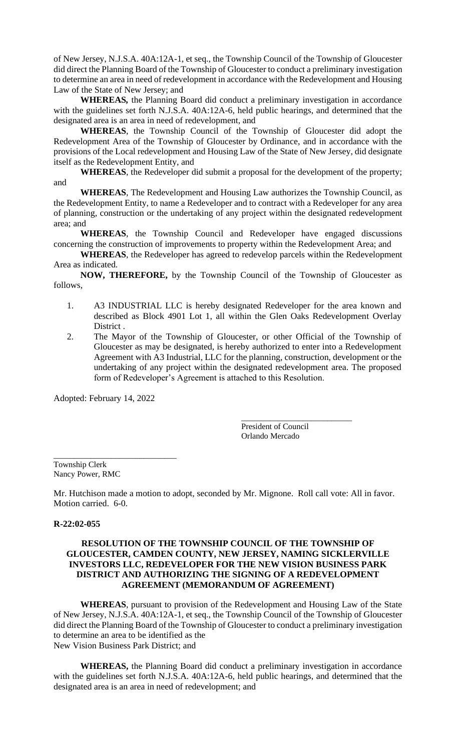of New Jersey, N.J.S.A. 40A:12A-1, et seq., the Township Council of the Township of Gloucester did direct the Planning Board of the Township of Gloucester to conduct a preliminary investigation to determine an area in need of redevelopment in accordance with the Redevelopment and Housing Law of the State of New Jersey; and

**WHEREAS,** the Planning Board did conduct a preliminary investigation in accordance with the guidelines set forth N.J.S.A. 40A:12A-6, held public hearings, and determined that the designated area is an area in need of redevelopment, and

**WHEREAS**, the Township Council of the Township of Gloucester did adopt the Redevelopment Area of the Township of Gloucester by Ordinance, and in accordance with the provisions of the Local redevelopment and Housing Law of the State of New Jersey, did designate itself as the Redevelopment Entity, and

**WHEREAS**, the Redeveloper did submit a proposal for the development of the property; and

**WHEREAS**, The Redevelopment and Housing Law authorizes the Township Council, as the Redevelopment Entity, to name a Redeveloper and to contract with a Redeveloper for any area of planning, construction or the undertaking of any project within the designated redevelopment area; and

**WHEREAS**, the Township Council and Redeveloper have engaged discussions concerning the construction of improvements to property within the Redevelopment Area; and

**WHEREAS**, the Redeveloper has agreed to redevelop parcels within the Redevelopment Area as indicated.

**NOW, THEREFORE,** by the Township Council of the Township of Gloucester as follows,

1. A3 INDUSTRIAL LLC is hereby designated Redeveloper for the area known and described as Block 4901 Lot 1, all within the Glen Oaks Redevelopment Overlay District .
2. The Mayor of the Township of Gloucester, or other Official of the Township of Gloucester as may be designated, is hereby authorized to enter into a Redevelopment Agreement with A3 Industrial, LLC for the planning, construction, development or the undertaking of any project within the designated redevelopment area. The proposed form of Redeveloper's Agreement is attached to this Resolution.

Adopted: February 14, 2022

\_\_\_\_\_\_\_\_\_\_\_\_\_\_\_\_\_\_\_\_\_\_\_\_\_\_
President of Council
Orlando Mercado

\_\_\_\_\_\_\_\_\_\_\_\_\_\_\_\_\_\_\_\_\_\_\_\_\_\_\_\_\_
Township Clerk
Nancy Power, RMC

Mr. Hutchison made a motion to adopt, seconded by Mr. Mignone. Roll call vote: All in favor. Motion carried. 6-0.

**R-22:02-055**

**RESOLUTION OF THE TOWNSHIP COUNCIL OF THE TOWNSHIP OF GLOUCESTER, CAMDEN COUNTY, NEW JERSEY, NAMING SICKLERVILLE INVESTORS LLC, REDEVELOPER FOR THE NEW VISION BUSINESS PARK DISTRICT AND AUTHORIZING THE SIGNING OF A REDEVELOPMENT AGREEMENT (MEMORANDUM OF AGREEMENT)**

**WHEREAS**, pursuant to provision of the Redevelopment and Housing Law of the State of New Jersey, N.J.S.A. 40A:12A-1, et seq., the Township Council of the Township of Gloucester did direct the Planning Board of the Township of Gloucester to conduct a preliminary investigation to determine an area to be identified as the
New Vision Business Park District; and

**WHEREAS,** the Planning Board did conduct a preliminary investigation in accordance with the guidelines set forth N.J.S.A. 40A:12A-6, held public hearings, and determined that the designated area is an area in need of redevelopment; and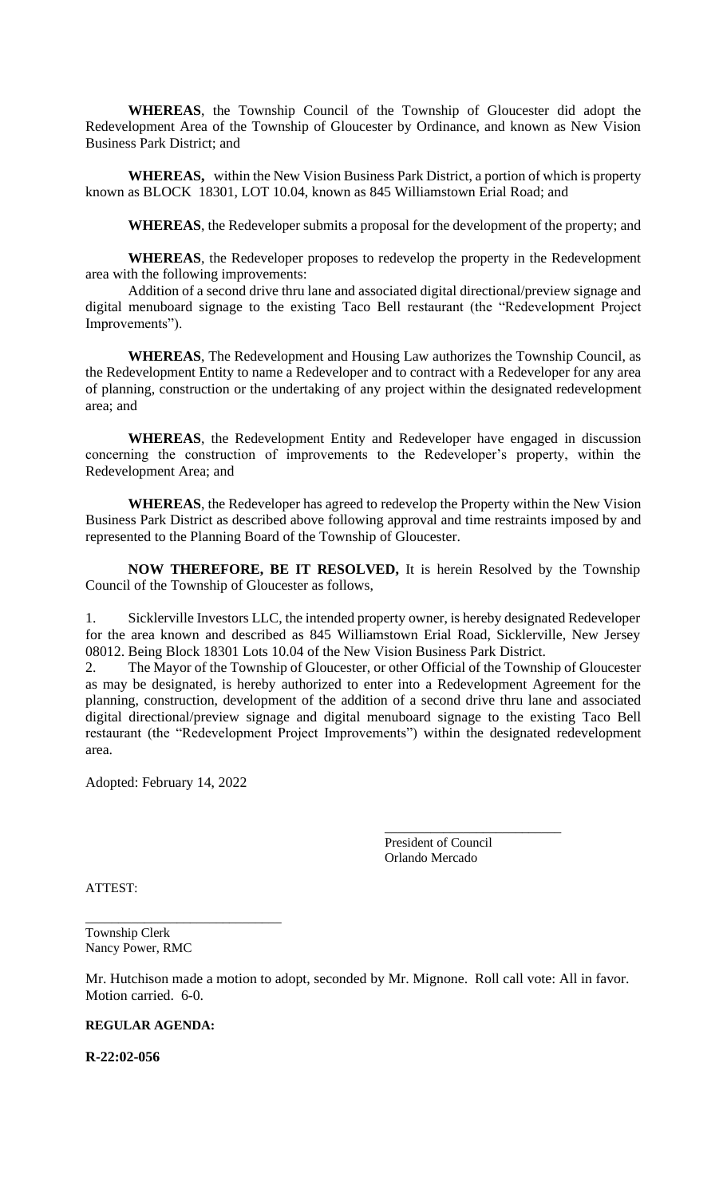**WHEREAS**, the Township Council of the Township of Gloucester did adopt the Redevelopment Area of the Township of Gloucester by Ordinance, and known as New Vision Business Park District; and

**WHEREAS,** within the New Vision Business Park District, a portion of which is property known as BLOCK 18301, LOT 10.04, known as 845 Williamstown Erial Road; and

**WHEREAS**, the Redeveloper submits a proposal for the development of the property; and

**WHEREAS**, the Redeveloper proposes to redevelop the property in the Redevelopment area with the following improvements:

Addition of a second drive thru lane and associated digital directional/preview signage and digital menuboard signage to the existing Taco Bell restaurant (the "Redevelopment Project Improvements").

**WHEREAS**, The Redevelopment and Housing Law authorizes the Township Council, as the Redevelopment Entity to name a Redeveloper and to contract with a Redeveloper for any area of planning, construction or the undertaking of any project within the designated redevelopment area; and

**WHEREAS**, the Redevelopment Entity and Redeveloper have engaged in discussion concerning the construction of improvements to the Redeveloper's property, within the Redevelopment Area; and

**WHEREAS**, the Redeveloper has agreed to redevelop the Property within the New Vision Business Park District as described above following approval and time restraints imposed by and represented to the Planning Board of the Township of Gloucester.

**NOW THEREFORE, BE IT RESOLVED,** It is herein Resolved by the Township Council of the Township of Gloucester as follows,

1. Sicklerville Investors LLC, the intended property owner, is hereby designated Redeveloper for the area known and described as 845 Williamstown Erial Road, Sicklerville, New Jersey 08012. Being Block 18301 Lots 10.04 of the New Vision Business Park District.
2. The Mayor of the Township of Gloucester, or other Official of the Township of Gloucester as may be designated, is hereby authorized to enter into a Redevelopment Agreement for the planning, construction, development of the addition of a second drive thru lane and associated digital directional/preview signage and digital menuboard signage to the existing Taco Bell restaurant (the "Redevelopment Project Improvements") within the designated redevelopment area.

Adopted: February 14, 2022

\_\_\_\_\_\_\_\_\_\_\_\_\_\_\_\_\_\_\_\_\_\_\_\_\_\_
President of Council
Orlando Mercado

ATTEST:

\_\_\_\_\_\_\_\_\_\_\_\_\_\_\_\_\_\_\_\_\_\_\_\_\_\_
Township Clerk
Nancy Power, RMC

Mr. Hutchison made a motion to adopt, seconded by Mr. Mignone. Roll call vote: All in favor. Motion carried. 6-0.

**REGULAR AGENDA:**

**R-22:02-056**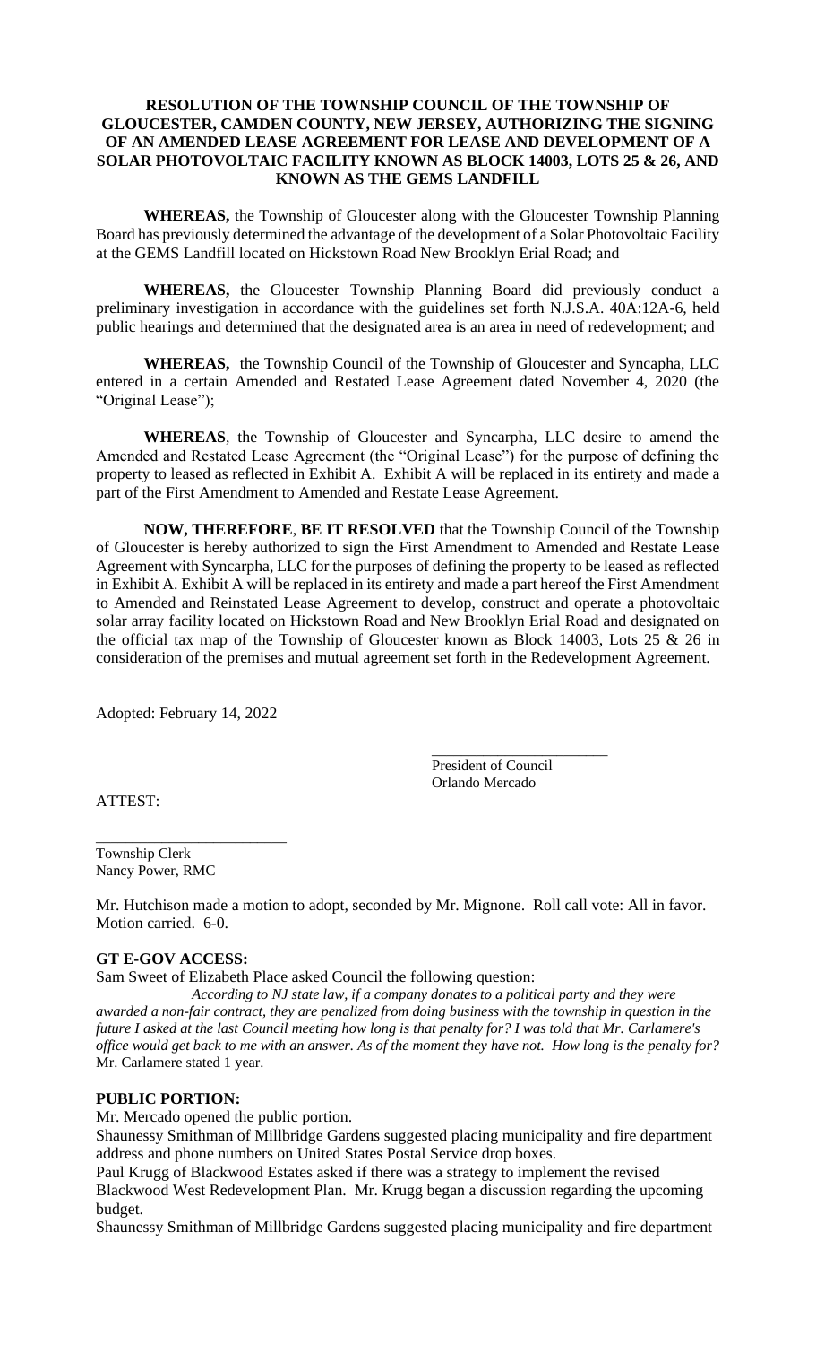**RESOLUTION OF THE TOWNSHIP COUNCIL OF THE TOWNSHIP OF GLOUCESTER, CAMDEN COUNTY, NEW JERSEY, AUTHORIZING THE SIGNING OF AN AMENDED LEASE AGREEMENT FOR LEASE AND DEVELOPMENT OF A SOLAR PHOTOVOLTAIC FACILITY KNOWN AS BLOCK 14003, LOTS 25 & 26, AND KNOWN AS THE GEMS LANDFILL**

**WHEREAS,** the Township of Gloucester along with the Gloucester Township Planning Board has previously determined the advantage of the development of a Solar Photovoltaic Facility at the GEMS Landfill located on Hickstown Road New Brooklyn Erial Road; and

**WHEREAS,** the Gloucester Township Planning Board did previously conduct a preliminary investigation in accordance with the guidelines set forth N.J.S.A. 40A:12A-6, held public hearings and determined that the designated area is an area in need of redevelopment; and

**WHEREAS,** the Township Council of the Township of Gloucester and Syncapha, LLC entered in a certain Amended and Restated Lease Agreement dated November 4, 2020 (the "Original Lease");

**WHEREAS**, the Township of Gloucester and Syncarpha, LLC desire to amend the Amended and Restated Lease Agreement (the "Original Lease") for the purpose of defining the property to leased as reflected in Exhibit A. Exhibit A will be replaced in its entirety and made a part of the First Amendment to Amended and Restate Lease Agreement.

**NOW, THEREFORE**, **BE IT RESOLVED** that the Township Council of the Township of Gloucester is hereby authorized to sign the First Amendment to Amended and Restate Lease Agreement with Syncarpha, LLC for the purposes of defining the property to be leased as reflected in Exhibit A. Exhibit A will be replaced in its entirety and made a part hereof the First Amendment to Amended and Reinstated Lease Agreement to develop, construct and operate a photovoltaic solar array facility located on Hickstown Road and New Brooklyn Erial Road and designated on the official tax map of the Township of Gloucester known as Block 14003, Lots 25 & 26 in consideration of the premises and mutual agreement set forth in the Redevelopment Agreement.

Adopted: February 14, 2022

_______________________
President of Council
Orlando Mercado

ATTEST:

_________________________
Township Clerk
Nancy Power, RMC

Mr. Hutchison made a motion to adopt, seconded by Mr. Mignone. Roll call vote: All in favor. Motion carried. 6-0.

**GT E-GOV ACCESS:**

Sam Sweet of Elizabeth Place asked Council the following question:

*According to NJ state law, if a company donates to a political party and they were awarded a non-fair contract, they are penalized from doing business with the township in question in the future I asked at the last Council meeting how long is that penalty for? I was told that Mr. Carlamere's office would get back to me with an answer. As of the moment they have not. How long is the penalty for?*

Mr. Carlamere stated 1 year.

**PUBLIC PORTION:**

Mr. Mercado opened the public portion.

Shaunessy Smithman of Millbridge Gardens suggested placing municipality and fire department address and phone numbers on United States Postal Service drop boxes.

Paul Krugg of Blackwood Estates asked if there was a strategy to implement the revised Blackwood West Redevelopment Plan. Mr. Krugg began a discussion regarding the upcoming budget.

Shaunessy Smithman of Millbridge Gardens suggested placing municipality and fire department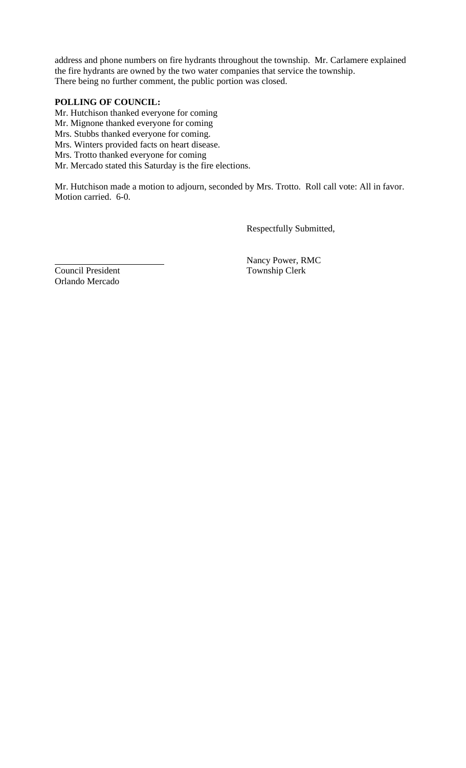address and phone numbers on fire hydrants throughout the township. Mr. Carlamere explained the fire hydrants are owned by the two water companies that service the township. There being no further comment, the public portion was closed.

**POLLING OF COUNCIL:**

Mr. Hutchison thanked everyone for coming
Mr. Mignone thanked everyone for coming
Mrs. Stubbs thanked everyone for coming.
Mrs. Winters provided facts on heart disease.
Mrs. Trotto thanked everyone for coming
Mr. Mercado stated this Saturday is the fire elections.

Mr. Hutchison made a motion to adjourn, seconded by Mrs. Trotto. Roll call vote: All in favor. Motion carried. 6-0.

Respectfully Submitted,

Nancy Power, RMC
Township Clerk

Council President
Orlando Mercado